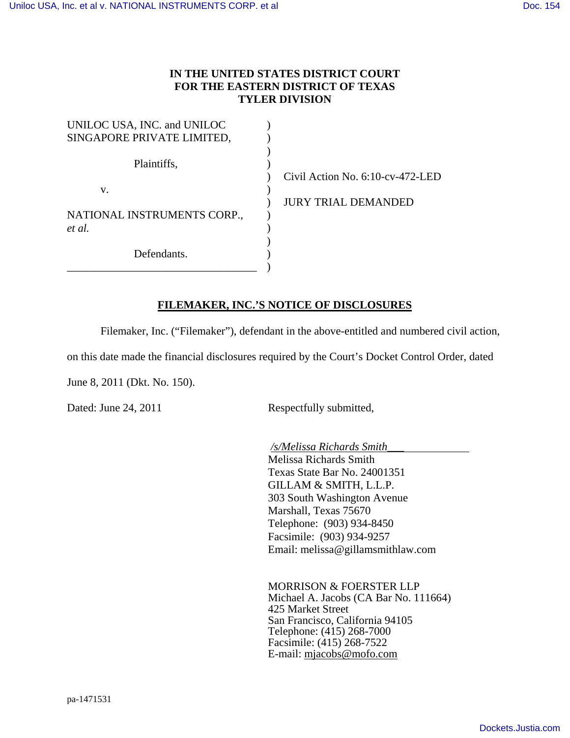**IN THE UNITED STATES DISTRICT COURT**
**FOR THE EASTERN DISTRICT OF TEXAS**
**TYLER DIVISION**

UNILOC USA, INC. and UNILOC SINGAPORE PRIVATE LIMITED,

Plaintiffs,

v.

NATIONAL INSTRUMENTS CORP., *et al.*

Defendants.

Civil Action No. 6:10-cv-472-LED

JURY TRIAL DEMANDED

## FILEMAKER, INC.'S NOTICE OF DISCLOSURES

Filemaker, Inc. ("Filemaker"), defendant in the above-entitled and numbered civil action, on this date made the financial disclosures required by the Court's Docket Control Order, dated June 8, 2011 (Dkt. No. 150).

Dated: June 24, 2011

Respectfully submitted,

*/s/Melissa Richards Smith*
Melissa Richards Smith
Texas State Bar No. 24001351
GILLAM & SMITH, L.L.P.
303 South Washington Avenue
Marshall, Texas 75670
Telephone: (903) 934-8450
Facsimile: (903) 934-9257
Email: melissa@gillamsmithlaw.com

MORRISON & FOERSTER LLP
Michael A. Jacobs (CA Bar No. 111664)
425 Market Street
San Francisco, California 94105
Telephone: (415) 268-7000
Facsimile: (415) 268-7522
E-mail: mjacobs@mofo.com

pa-1471531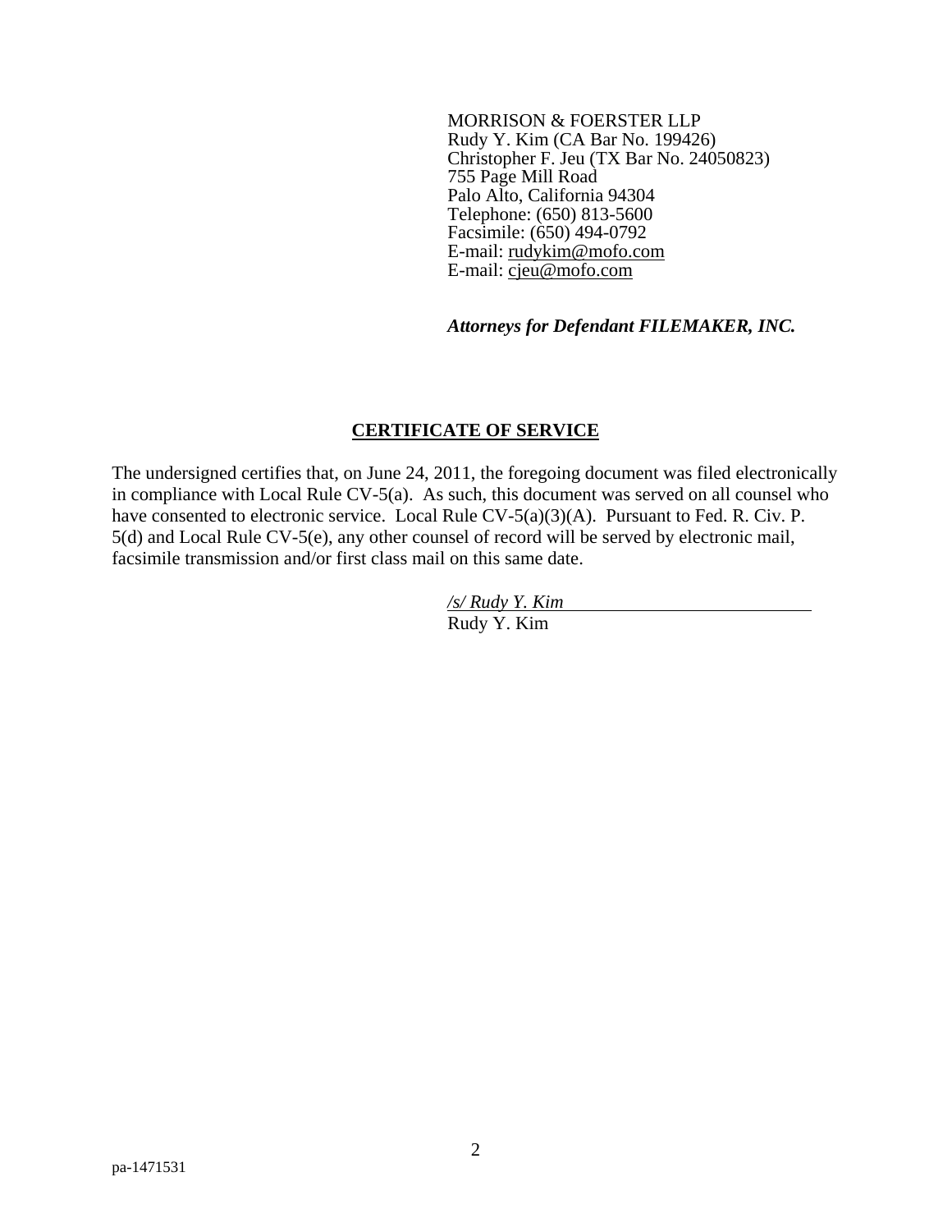MORRISON & FOERSTER LLP
Rudy Y. Kim (CA Bar No. 199426)
Christopher F. Jeu (TX Bar No. 24050823)
755 Page Mill Road
Palo Alto, California 94304
Telephone: (650) 813-5600
Facsimile: (650) 494-0792
E-mail: rudykim@mofo.com
E-mail: cjeu@mofo.com

***Attorneys for Defendant FILEMAKER, INC.***

## CERTIFICATE OF SERVICE

The undersigned certifies that, on June 24, 2011, the foregoing document was filed electronically in compliance with Local Rule CV-5(a). As such, this document was served on all counsel who have consented to electronic service. Local Rule CV-5(a)(3)(A). Pursuant to Fed. R. Civ. P. 5(d) and Local Rule CV-5(e), any other counsel of record will be served by electronic mail, facsimile transmission and/or first class mail on this same date.

*/s/ Rudy Y. Kim*
Rudy Y. Kim

pa-1471531